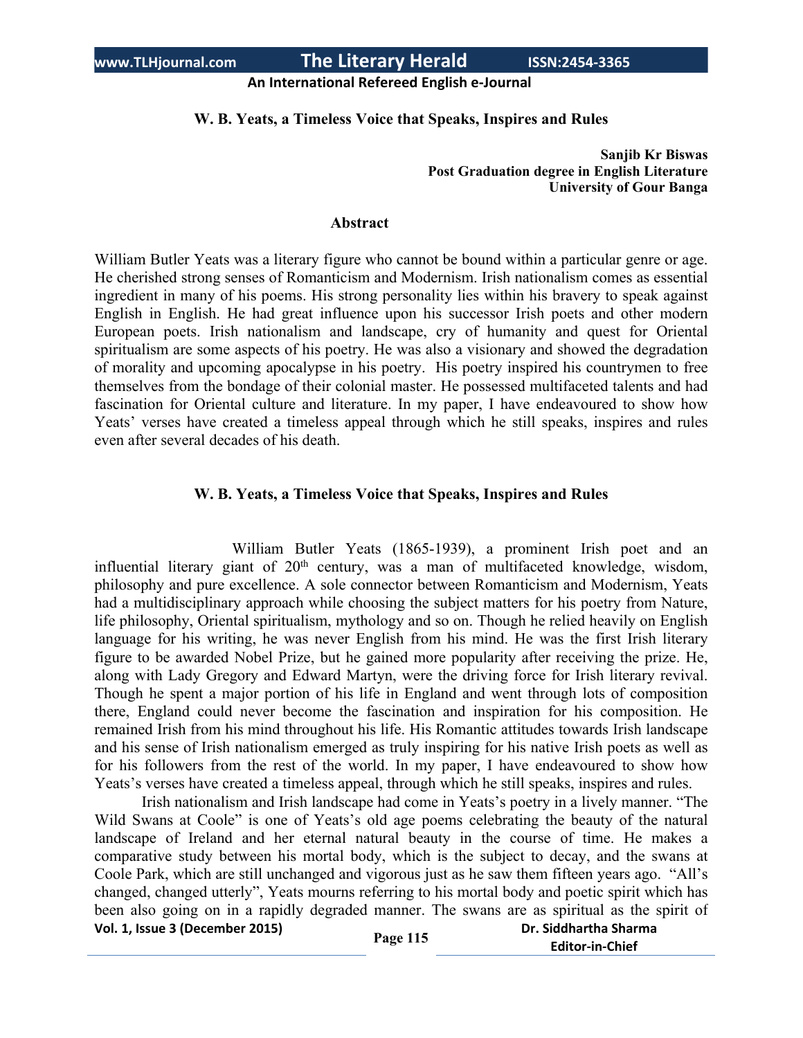# W. B. Yeats, a Timeless Voice that Speaks, Inspires and Rules

**Sanjib Kr Biswas**
**Post Graduation degree in English Literature**
**University of Gour Banga**

## Abstract

William Butler Yeats was a literary figure who cannot be bound within a particular genre or age. He cherished strong senses of Romanticism and Modernism. Irish nationalism comes as essential ingredient in many of his poems. His strong personality lies within his bravery to speak against English in English. He had great influence upon his successor Irish poets and other modern European poets. Irish nationalism and landscape, cry of humanity and quest for Oriental spiritualism are some aspects of his poetry. He was also a visionary and showed the degradation of morality and upcoming apocalypse in his poetry. His poetry inspired his countrymen to free themselves from the bondage of their colonial master. He possessed multifaceted talents and had fascination for Oriental culture and literature. In my paper, I have endeavoured to show how Yeats' verses have created a timeless appeal through which he still speaks, inspires and rules even after several decades of his death.

## W. B. Yeats, a Timeless Voice that Speaks, Inspires and Rules

William Butler Yeats (1865-1939), a prominent Irish poet and an influential literary giant of 20th century, was a man of multifaceted knowledge, wisdom, philosophy and pure excellence. A sole connector between Romanticism and Modernism, Yeats had a multidisciplinary approach while choosing the subject matters for his poetry from Nature, life philosophy, Oriental spiritualism, mythology and so on. Though he relied heavily on English language for his writing, he was never English from his mind. He was the first Irish literary figure to be awarded Nobel Prize, but he gained more popularity after receiving the prize. He, along with Lady Gregory and Edward Martyn, were the driving force for Irish literary revival. Though he spent a major portion of his life in England and went through lots of composition there, England could never become the fascination and inspiration for his composition. He remained Irish from his mind throughout his life. His Romantic attitudes towards Irish landscape and his sense of Irish nationalism emerged as truly inspiring for his native Irish poets as well as for his followers from the rest of the world. In my paper, I have endeavoured to show how Yeats's verses have created a timeless appeal, through which he still speaks, inspires and rules.

Irish nationalism and Irish landscape had come in Yeats's poetry in a lively manner. "The Wild Swans at Coole" is one of Yeats's old age poems celebrating the beauty of the natural landscape of Ireland and her eternal natural beauty in the course of time. He makes a comparative study between his mortal body, which is the subject to decay, and the swans at Coole Park, which are still unchanged and vigorous just as he saw them fifteen years ago. "All's changed, changed utterly", Yeats mourns referring to his mortal body and poetic spirit which has been also going on in a rapidly degraded manner. The swans are as spiritual as the spirit of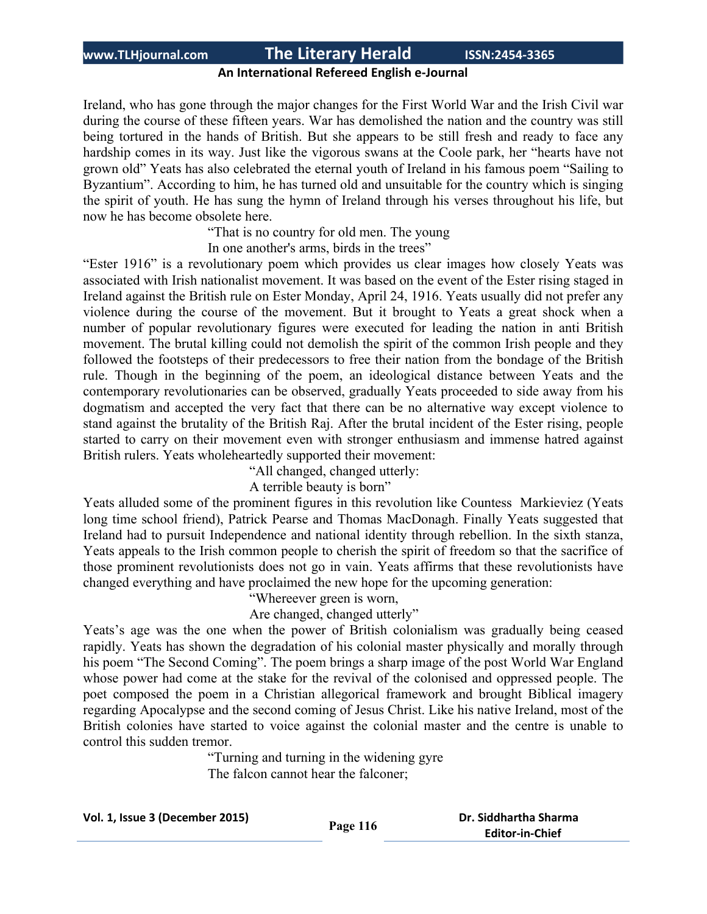Ireland, who has gone through the major changes for the First World War and the Irish Civil war during the course of these fifteen years. War has demolished the nation and the country was still being tortured in the hands of British. But she appears to be still fresh and ready to face any hardship comes in its way. Just like the vigorous swans at the Coole park, her "hearts have not grown old" Yeats has also celebrated the eternal youth of Ireland in his famous poem "Sailing to Byzantium". According to him, he has turned old and unsuitable for the country which is singing the spirit of youth. He has sung the hymn of Ireland through his verses throughout his life, but now he has become obsolete here.

> "That is no country for old men. The young
> In one another's arms, birds in the trees"

"Ester 1916" is a revolutionary poem which provides us clear images how closely Yeats was associated with Irish nationalist movement. It was based on the event of the Ester rising staged in Ireland against the British rule on Ester Monday, April 24, 1916. Yeats usually did not prefer any violence during the course of the movement. But it brought to Yeats a great shock when a number of popular revolutionary figures were executed for leading the nation in anti British movement. The brutal killing could not demolish the spirit of the common Irish people and they followed the footsteps of their predecessors to free their nation from the bondage of the British rule. Though in the beginning of the poem, an ideological distance between Yeats and the contemporary revolutionaries can be observed, gradually Yeats proceeded to side away from his dogmatism and accepted the very fact that there can be no alternative way except violence to stand against the brutality of the British Raj. After the brutal incident of the Ester rising, people started to carry on their movement even with stronger enthusiasm and immense hatred against British rulers. Yeats wholeheartedly supported their movement:

> "All changed, changed utterly:
> A terrible beauty is born"

Yeats alluded some of the prominent figures in this revolution like Countess Markieviez (Yeats long time school friend), Patrick Pearse and Thomas MacDonagh. Finally Yeats suggested that Ireland had to pursuit Independence and national identity through rebellion. In the sixth stanza, Yeats appeals to the Irish common people to cherish the spirit of freedom so that the sacrifice of those prominent revolutionists does not go in vain. Yeats affirms that these revolutionists have changed everything and have proclaimed the new hope for the upcoming generation:

> "Whereever green is worn,
> Are changed, changed utterly"

Yeats's age was the one when the power of British colonialism was gradually being ceased rapidly. Yeats has shown the degradation of his colonial master physically and morally through his poem "The Second Coming". The poem brings a sharp image of the post World War England whose power had come at the stake for the revival of the colonised and oppressed people. The poet composed the poem in a Christian allegorical framework and brought Biblical imagery regarding Apocalypse and the second coming of Jesus Christ. Like his native Ireland, most of the British colonies have started to voice against the colonial master and the centre is unable to control this sudden tremor.

> "Turning and turning in the widening gyre
> The falcon cannot hear the falconer;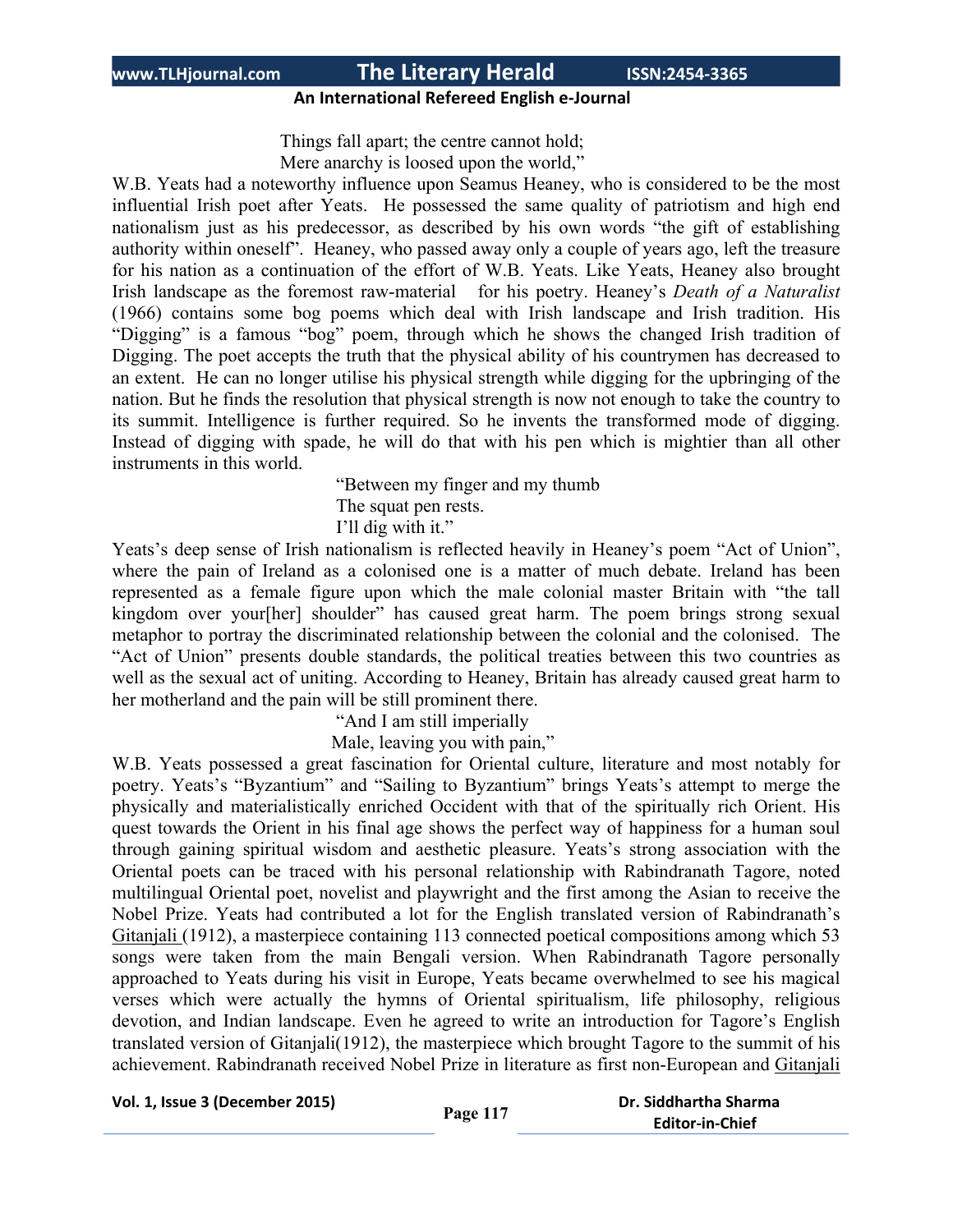> Things fall apart; the centre cannot hold;
> Mere anarchy is loosed upon the world,"

W.B. Yeats had a noteworthy influence upon Seamus Heaney, who is considered to be the most influential Irish poet after Yeats. He possessed the same quality of patriotism and high end nationalism just as his predecessor, as described by his own words "the gift of establishing authority within oneself". Heaney, who passed away only a couple of years ago, left the treasure for his nation as a continuation of the effort of W.B. Yeats. Like Yeats, Heaney also brought Irish landscape as the foremost raw-material for his poetry. Heaney's *Death of a Naturalist* (1966) contains some bog poems which deal with Irish landscape and Irish tradition. His "Digging" is a famous "bog" poem, through which he shows the changed Irish tradition of Digging. The poet accepts the truth that the physical ability of his countrymen has decreased to an extent. He can no longer utilise his physical strength while digging for the upbringing of the nation. But he finds the resolution that physical strength is now not enough to take the country to its summit. Intelligence is further required. So he invents the transformed mode of digging. Instead of digging with spade, he will do that with his pen which is mightier than all other instruments in this world.

> "Between my finger and my thumb
> The squat pen rests.
> I'll dig with it."

Yeats's deep sense of Irish nationalism is reflected heavily in Heaney's poem "Act of Union", where the pain of Ireland as a colonised one is a matter of much debate. Ireland has been represented as a female figure upon which the male colonial master Britain with "the tall kingdom over your[her] shoulder" has caused great harm. The poem brings strong sexual metaphor to portray the discriminated relationship between the colonial and the colonised. The "Act of Union" presents double standards, the political treaties between this two countries as well as the sexual act of uniting. According to Heaney, Britain has already caused great harm to her motherland and the pain will be still prominent there.

> "And I am still imperially
> Male, leaving you with pain,"

W.B. Yeats possessed a great fascination for Oriental culture, literature and most notably for poetry. Yeats's "Byzantium" and "Sailing to Byzantium" brings Yeats's attempt to merge the physically and materialistically enriched Occident with that of the spiritually rich Orient. His quest towards the Orient in his final age shows the perfect way of happiness for a human soul through gaining spiritual wisdom and aesthetic pleasure. Yeats's strong association with the Oriental poets can be traced with his personal relationship with Rabindranath Tagore, noted multilingual Oriental poet, novelist and playwright and the first among the Asian to receive the Nobel Prize. Yeats had contributed a lot for the English translated version of Rabindranath's Gitanjali (1912), a masterpiece containing 113 connected poetical compositions among which 53 songs were taken from the main Bengali version. When Rabindranath Tagore personally approached to Yeats during his visit in Europe, Yeats became overwhelmed to see his magical verses which were actually the hymns of Oriental spiritualism, life philosophy, religious devotion, and Indian landscape. Even he agreed to write an introduction for Tagore's English translated version of Gitanjali(1912), the masterpiece which brought Tagore to the summit of his achievement. Rabindranath received Nobel Prize in literature as first non-European and Gitanjali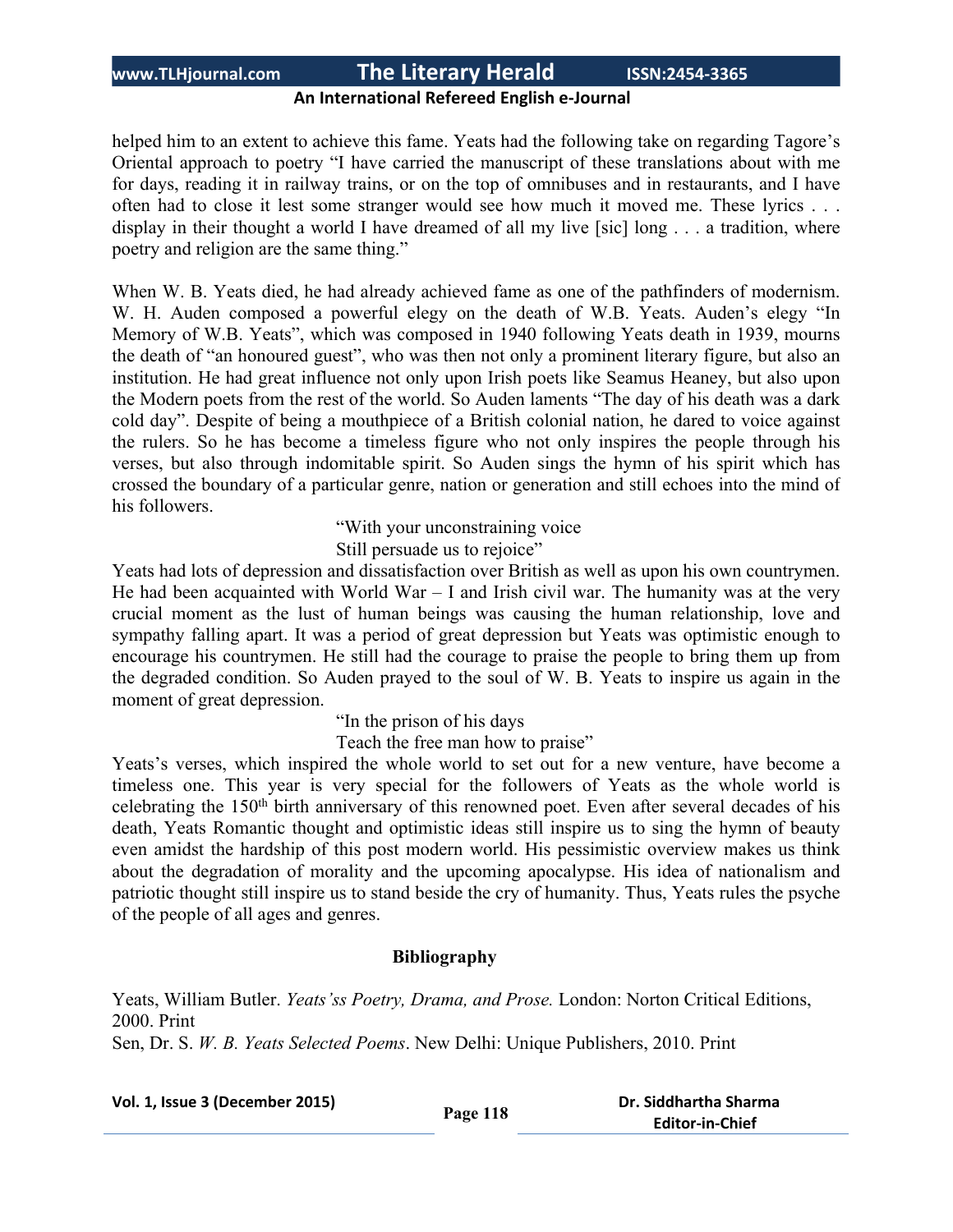helped him to an extent to achieve this fame. Yeats had the following take on regarding Tagore's Oriental approach to poetry "I have carried the manuscript of these translations about with me for days, reading it in railway trains, or on the top of omnibuses and in restaurants, and I have often had to close it lest some stranger would see how much it moved me. These lyrics . . . display in their thought a world I have dreamed of all my live [sic] long . . . a tradition, where poetry and religion are the same thing."

When W. B. Yeats died, he had already achieved fame as one of the pathfinders of modernism. W. H. Auden composed a powerful elegy on the death of W.B. Yeats. Auden's elegy "In Memory of W.B. Yeats", which was composed in 1940 following Yeats death in 1939, mourns the death of "an honoured guest", who was then not only a prominent literary figure, but also an institution. He had great influence not only upon Irish poets like Seamus Heaney, but also upon the Modern poets from the rest of the world. So Auden laments "The day of his death was a dark cold day". Despite of being a mouthpiece of a British colonial nation, he dared to voice against the rulers. So he has become a timeless figure who not only inspires the people through his verses, but also through indomitable spirit. So Auden sings the hymn of his spirit which has crossed the boundary of a particular genre, nation or generation and still echoes into the mind of his followers.

> "With your unconstraining voice
> Still persuade us to rejoice"

Yeats had lots of depression and dissatisfaction over British as well as upon his own countrymen. He had been acquainted with World War – I and Irish civil war. The humanity was at the very crucial moment as the lust of human beings was causing the human relationship, love and sympathy falling apart. It was a period of great depression but Yeats was optimistic enough to encourage his countrymen. He still had the courage to praise the people to bring them up from the degraded condition. So Auden prayed to the soul of W. B. Yeats to inspire us again in the moment of great depression.

> "In the prison of his days
> Teach the free man how to praise"

Yeats's verses, which inspired the whole world to set out for a new venture, have become a timeless one. This year is very special for the followers of Yeats as the whole world is celebrating the 150th birth anniversary of this renowned poet. Even after several decades of his death, Yeats Romantic thought and optimistic ideas still inspire us to sing the hymn of beauty even amidst the hardship of this post modern world. His pessimistic overview makes us think about the degradation of morality and the upcoming apocalypse. His idea of nationalism and patriotic thought still inspire us to stand beside the cry of humanity. Thus, Yeats rules the psyche of the people of all ages and genres.

## Bibliography

Yeats, William Butler. *Yeats'ss Poetry, Drama, and Prose.* London: Norton Critical Editions, 2000. Print

Sen, Dr. S. *W. B. Yeats Selected Poems*. New Delhi: Unique Publishers, 2010. Print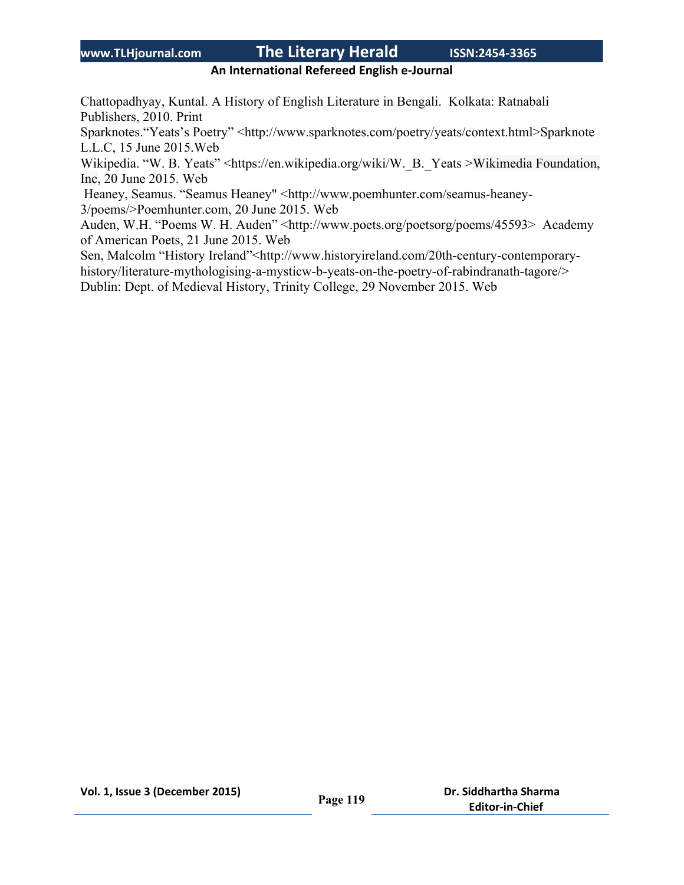Chattopadhyay, Kuntal. A History of English Literature in Bengali. Kolkata: Ratnabali Publishers, 2010. Print

Sparknotes."Yeats's Poetry" <http://www.sparknotes.com/poetry/yeats/context.html>Sparknote L.L.C, 15 June 2015.Web

Wikipedia. "W. B. Yeats" <https://en.wikipedia.org/wiki/W._B._Yeats >Wikimedia Foundation, Inc, 20 June 2015. Web

Heaney, Seamus. "Seamus Heaney" <http://www.poemhunter.com/seamus-heaney-3/poems/>Poemhunter.com, 20 June 2015. Web

Auden, W.H. "Poems W. H. Auden" <http://www.poets.org/poetsorg/poems/45593> Academy of American Poets, 21 June 2015. Web

Sen, Malcolm "History Ireland"<http://www.historyireland.com/20th-century-contemporary-history/literature-mythologising-a-mysticw-b-yeats-on-the-poetry-of-rabindranath-tagore/> Dublin: Dept. of Medieval History, Trinity College, 29 November 2015. Web